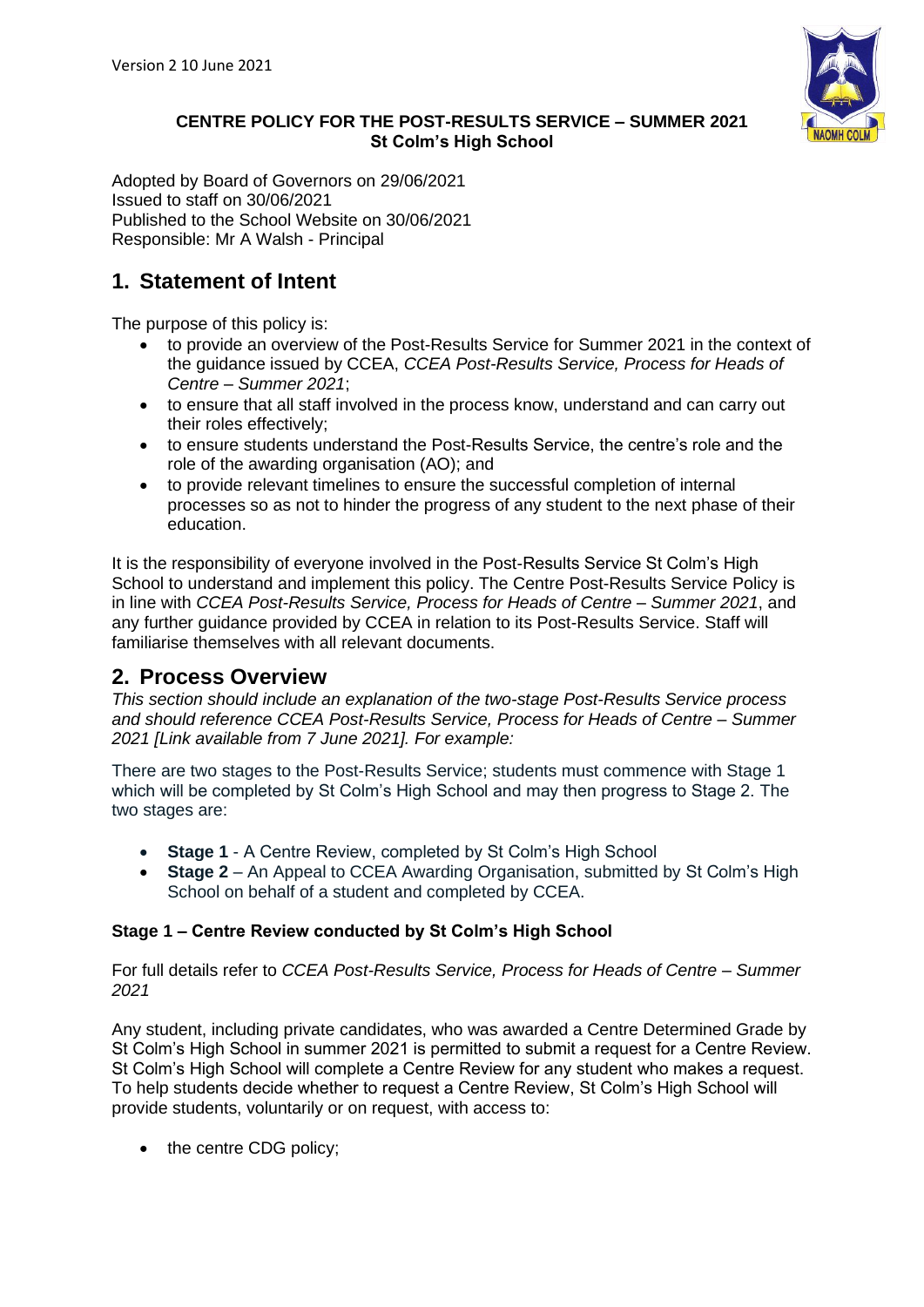Version 2 10 June 2021

**CENTRE POLICY FOR THE POST-RESULTS SERVICE – SUMMER 2021**
**St Colm's High School**

Adopted by Board of Governors on 29/06/2021
Issued to staff on 30/06/2021
Published to the School Website on 30/06/2021
Responsible: Mr A Walsh - Principal

## 1. Statement of Intent

The purpose of this policy is:

- to provide an overview of the Post-Results Service for Summer 2021 in the context of the guidance issued by CCEA, *CCEA Post-Results Service, Process for Heads of Centre – Summer 2021*;
- to ensure that all staff involved in the process know, understand and can carry out their roles effectively;
- to ensure students understand the Post-Results Service, the centre's role and the role of the awarding organisation (AO); and
- to provide relevant timelines to ensure the successful completion of internal processes so as not to hinder the progress of any student to the next phase of their education.

It is the responsibility of everyone involved in the Post-Results Service St Colm's High School to understand and implement this policy. The Centre Post-Results Service Policy is in line with *CCEA Post-Results Service, Process for Heads of Centre – Summer 2021*, and any further guidance provided by CCEA in relation to its Post-Results Service. Staff will familiarise themselves with all relevant documents.

## 2. Process Overview

*This section should include an explanation of the two-stage Post-Results Service process and should reference CCEA Post-Results Service, Process for Heads of Centre – Summer 2021 [Link available from 7 June 2021]. For example:*

There are two stages to the Post-Results Service; students must commence with Stage 1 which will be completed by St Colm's High School and may then progress to Stage 2. The two stages are:

- **Stage 1** - A Centre Review, completed by St Colm's High School
- **Stage 2** – An Appeal to CCEA Awarding Organisation, submitted by St Colm's High School on behalf of a student and completed by CCEA.

### Stage 1 – Centre Review conducted by St Colm's High School

For full details refer to *CCEA Post-Results Service, Process for Heads of Centre – Summer 2021*

Any student, including private candidates, who was awarded a Centre Determined Grade by St Colm's High School in summer 2021 is permitted to submit a request for a Centre Review. St Colm's High School will complete a Centre Review for any student who makes a request. To help students decide whether to request a Centre Review, St Colm's High School will provide students, voluntarily or on request, with access to:

- the centre CDG policy;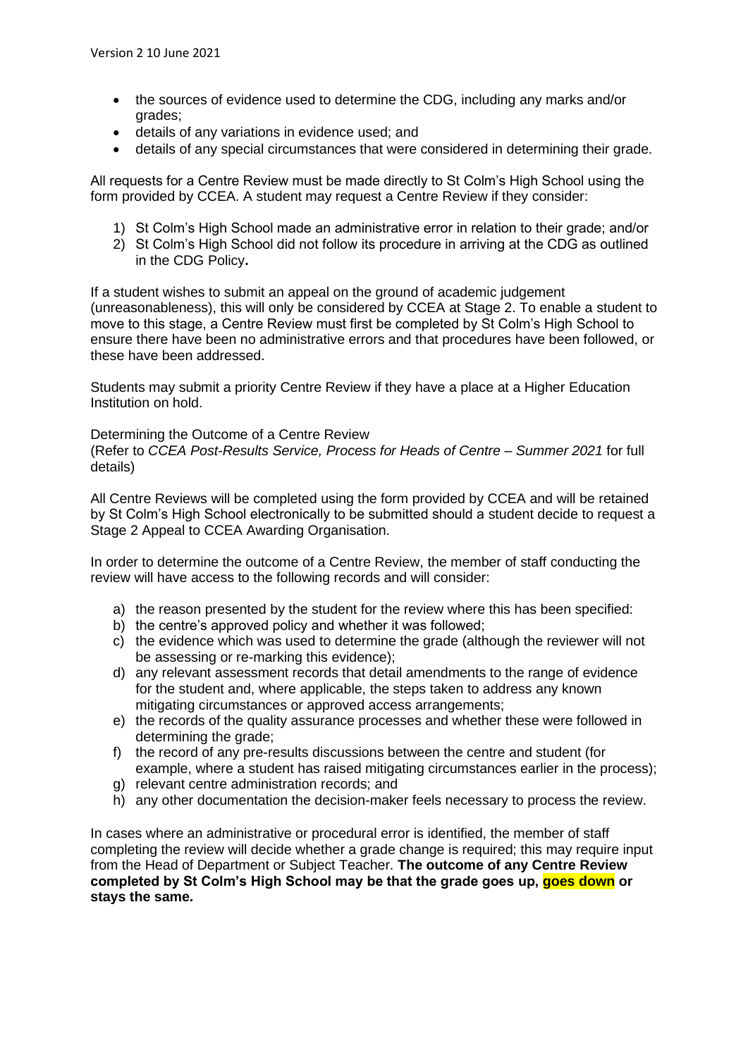- the sources of evidence used to determine the CDG, including any marks and/or grades;
- details of any variations in evidence used; and
- details of any special circumstances that were considered in determining their grade.

All requests for a Centre Review must be made directly to St Colm's High School using the form provided by CCEA. A student may request a Centre Review if they consider:

1) St Colm's High School made an administrative error in relation to their grade; and/or
2) St Colm's High School did not follow its procedure in arriving at the CDG as outlined in the CDG Policy**.**

If a student wishes to submit an appeal on the ground of academic judgement (unreasonableness), this will only be considered by CCEA at Stage 2. To enable a student to move to this stage, a Centre Review must first be completed by St Colm's High School to ensure there have been no administrative errors and that procedures have been followed, or these have been addressed.

Students may submit a priority Centre Review if they have a place at a Higher Education Institution on hold.

Determining the Outcome of a Centre Review
(Refer to *CCEA Post-Results Service, Process for Heads of Centre – Summer 2021* for full details)

All Centre Reviews will be completed using the form provided by CCEA and will be retained by St Colm's High School electronically to be submitted should a student decide to request a Stage 2 Appeal to CCEA Awarding Organisation.

In order to determine the outcome of a Centre Review, the member of staff conducting the review will have access to the following records and will consider:

a) the reason presented by the student for the review where this has been specified:
b) the centre's approved policy and whether it was followed;
c) the evidence which was used to determine the grade (although the reviewer will not be assessing or re-marking this evidence);
d) any relevant assessment records that detail amendments to the range of evidence for the student and, where applicable, the steps taken to address any known mitigating circumstances or approved access arrangements;
e) the records of the quality assurance processes and whether these were followed in determining the grade;
f) the record of any pre-results discussions between the centre and student (for example, where a student has raised mitigating circumstances earlier in the process);
g) relevant centre administration records; and
h) any other documentation the decision-maker feels necessary to process the review.

In cases where an administrative or procedural error is identified, the member of staff completing the review will decide whether a grade change is required; this may require input from the Head of Department or Subject Teacher. **The outcome of any Centre Review completed by St Colm's High School may be that the grade goes up, goes down or stays the same.**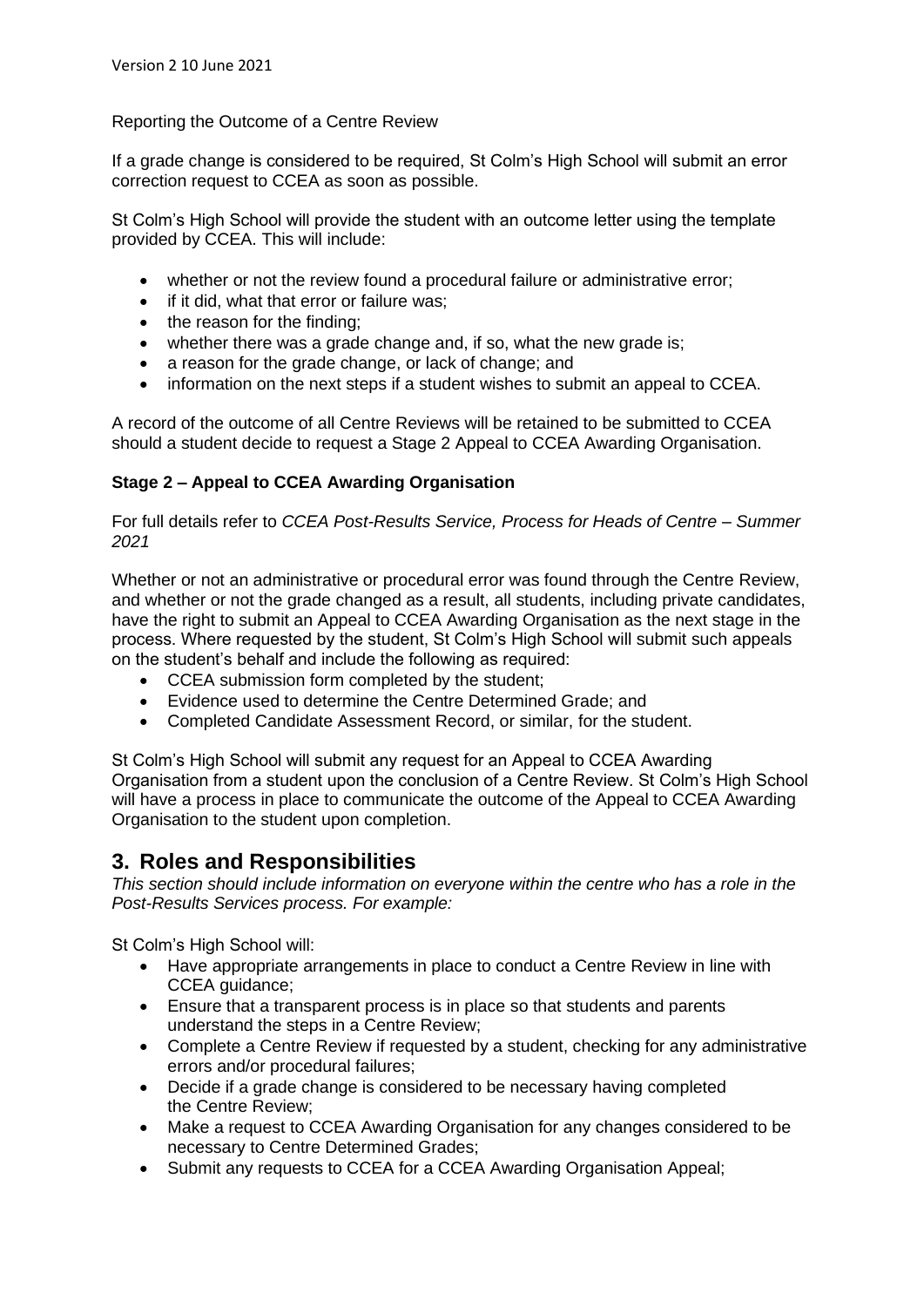Reporting the Outcome of a Centre Review

If a grade change is considered to be required, St Colm's High School will submit an error correction request to CCEA as soon as possible.

St Colm's High School will provide the student with an outcome letter using the template provided by CCEA. This will include:

- whether or not the review found a procedural failure or administrative error;
- if it did, what that error or failure was;
- the reason for the finding;
- whether there was a grade change and, if so, what the new grade is;
- a reason for the grade change, or lack of change; and
- information on the next steps if a student wishes to submit an appeal to CCEA.

A record of the outcome of all Centre Reviews will be retained to be submitted to CCEA should a student decide to request a Stage 2 Appeal to CCEA Awarding Organisation.

**Stage 2 – Appeal to CCEA Awarding Organisation**

For full details refer to *CCEA Post-Results Service, Process for Heads of Centre – Summer 2021*

Whether or not an administrative or procedural error was found through the Centre Review, and whether or not the grade changed as a result, all students, including private candidates, have the right to submit an Appeal to CCEA Awarding Organisation as the next stage in the process. Where requested by the student, St Colm's High School will submit such appeals on the student's behalf and include the following as required:

- CCEA submission form completed by the student;
- Evidence used to determine the Centre Determined Grade; and
- Completed Candidate Assessment Record, or similar, for the student.

St Colm's High School will submit any request for an Appeal to CCEA Awarding Organisation from a student upon the conclusion of a Centre Review. St Colm's High School will have a process in place to communicate the outcome of the Appeal to CCEA Awarding Organisation to the student upon completion.

## 3. Roles and Responsibilities

*This section should include information on everyone within the centre who has a role in the Post-Results Services process. For example:*

St Colm's High School will:

- Have appropriate arrangements in place to conduct a Centre Review in line with CCEA guidance;
- Ensure that a transparent process is in place so that students and parents understand the steps in a Centre Review;
- Complete a Centre Review if requested by a student, checking for any administrative errors and/or procedural failures;
- Decide if a grade change is considered to be necessary having completed the Centre Review;
- Make a request to CCEA Awarding Organisation for any changes considered to be necessary to Centre Determined Grades;
- Submit any requests to CCEA for a CCEA Awarding Organisation Appeal;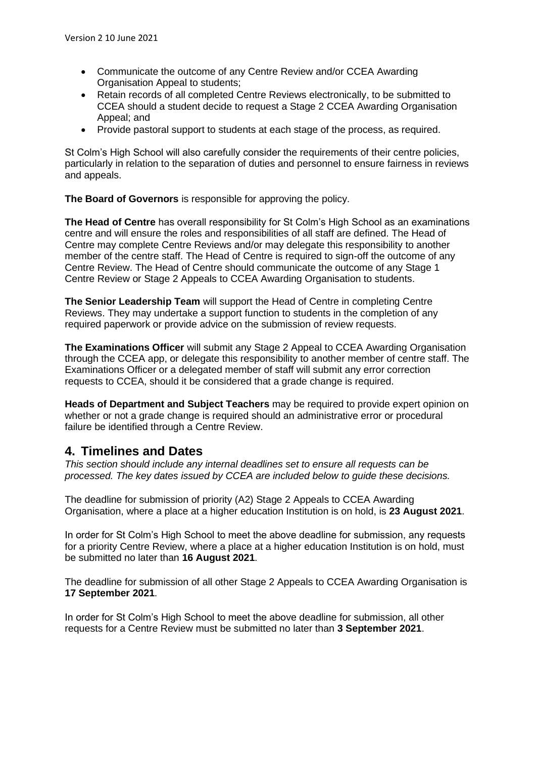- Communicate the outcome of any Centre Review and/or CCEA Awarding Organisation Appeal to students;
- Retain records of all completed Centre Reviews electronically, to be submitted to CCEA should a student decide to request a Stage 2 CCEA Awarding Organisation Appeal; and
- Provide pastoral support to students at each stage of the process, as required.

St Colm's High School will also carefully consider the requirements of their centre policies, particularly in relation to the separation of duties and personnel to ensure fairness in reviews and appeals.

**The Board of Governors** is responsible for approving the policy.

**The Head of Centre** has overall responsibility for St Colm's High School as an examinations centre and will ensure the roles and responsibilities of all staff are defined. The Head of Centre may complete Centre Reviews and/or may delegate this responsibility to another member of the centre staff. The Head of Centre is required to sign-off the outcome of any Centre Review. The Head of Centre should communicate the outcome of any Stage 1 Centre Review or Stage 2 Appeals to CCEA Awarding Organisation to students.

**The Senior Leadership Team** will support the Head of Centre in completing Centre Reviews. They may undertake a support function to students in the completion of any required paperwork or provide advice on the submission of review requests.

**The Examinations Officer** will submit any Stage 2 Appeal to CCEA Awarding Organisation through the CCEA app, or delegate this responsibility to another member of centre staff. The Examinations Officer or a delegated member of staff will submit any error correction requests to CCEA, should it be considered that a grade change is required.

**Heads of Department and Subject Teachers** may be required to provide expert opinion on whether or not a grade change is required should an administrative error or procedural failure be identified through a Centre Review.

## 4. Timelines and Dates

*This section should include any internal deadlines set to ensure all requests can be processed. The key dates issued by CCEA are included below to guide these decisions.*

The deadline for submission of priority (A2) Stage 2 Appeals to CCEA Awarding Organisation, where a place at a higher education Institution is on hold, is **23 August 2021**.

In order for St Colm's High School to meet the above deadline for submission, any requests for a priority Centre Review, where a place at a higher education Institution is on hold, must be submitted no later than **16 August 2021**.

The deadline for submission of all other Stage 2 Appeals to CCEA Awarding Organisation is **17 September 2021**.

In order for St Colm's High School to meet the above deadline for submission, all other requests for a Centre Review must be submitted no later than **3 September 2021**.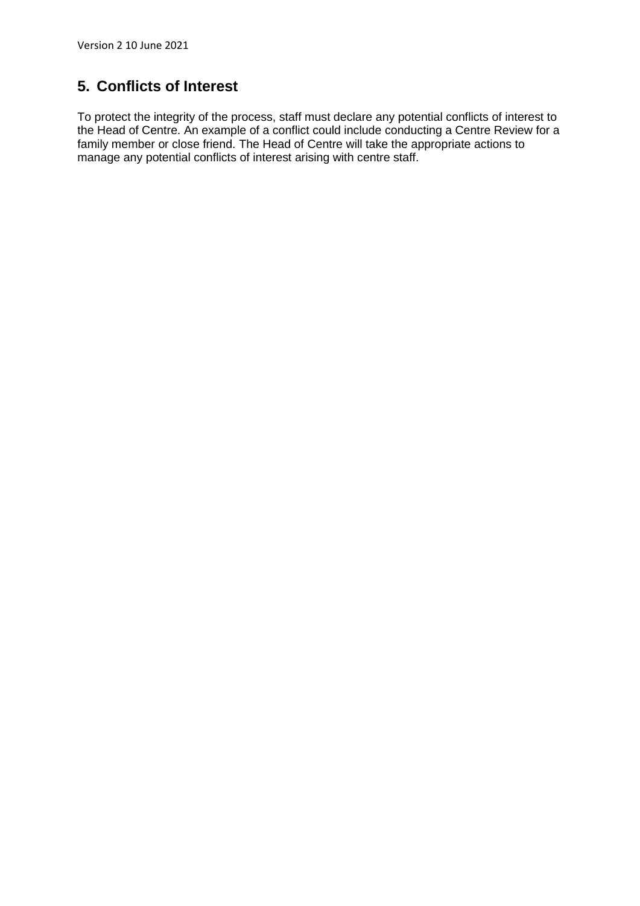## 5. Conflicts of Interest

To protect the integrity of the process, staff must declare any potential conflicts of interest to the Head of Centre. An example of a conflict could include conducting a Centre Review for a family member or close friend. The Head of Centre will take the appropriate actions to manage any potential conflicts of interest arising with centre staff.